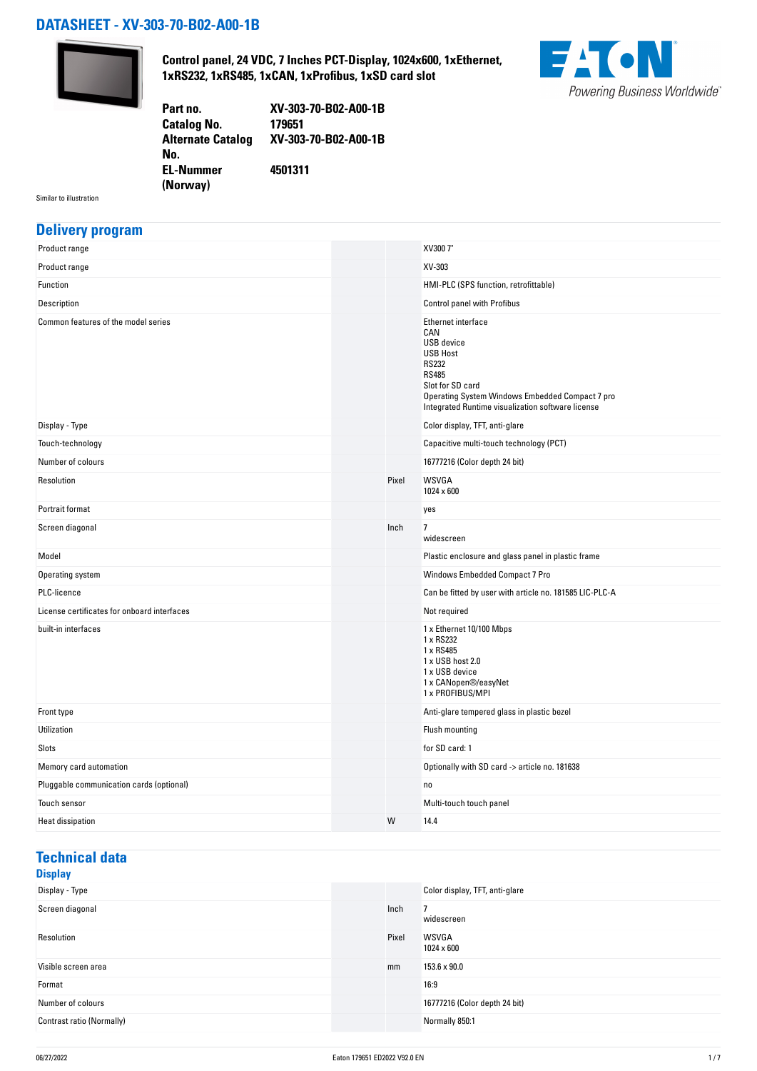# DATASHEET - XV-303-70-B02-A00-1B

**Control panel, 24 VDC, 7 Inches PCT-Display, 1024x600, 1xEthernet, 1xRS232, 1xRS485, 1xCAN, 1xProfibus, 1xSD card slot**

| | |
|---|---|
| **Part no.** | **XV-303-70-B02-A00-1B** |
| **Catalog No.** | **179651** |
| **Alternate Catalog No.** | **XV-303-70-B02-A00-1B** |
| **EL-Nummer (Norway)** | **4501311** |

Similar to illustration

## Delivery program

| | | |
|---|---|---|
| Product range | | XV300 7" |
| Product range | | XV-303 |
| Function | | HMI-PLC (SPS function, retrofittable) |
| Description | | Control panel with Profibus |
| Common features of the model series | | Ethernet interface<br>CAN<br>USB device<br>USB Host<br>RS232<br>RS485<br>Slot for SD card<br>Operating System Windows Embedded Compact 7 pro<br>Integrated Runtime visualization software license |
| Display - Type | | Color display, TFT, anti-glare |
| Touch-technology | | Capacitive multi-touch technology (PCT) |
| Number of colours | | 16777216 (Color depth 24 bit) |
| Resolution | Pixel | WSVGA<br>1024 x 600 |
| Portrait format | | yes |
| Screen diagonal | Inch | 7<br>widescreen |
| Model | | Plastic enclosure and glass panel in plastic frame |
| Operating system | | Windows Embedded Compact 7 Pro |
| PLC-licence | | Can be fitted by user with article no. 181585 LIC-PLC-A |
| License certificates for onboard interfaces | | Not required |
| built-in interfaces | | 1 x Ethernet 10/100 Mbps<br>1 x RS232<br>1 x RS485<br>1 x USB host 2.0<br>1 x USB device<br>1 x CANopen®/easyNet<br>1 x PROFIBUS/MPI |
| Front type | | Anti-glare tempered glass in plastic bezel |
| Utilization | | Flush mounting |
| Slots | | for SD card: 1 |
| Memory card automation | | Optionally with SD card -> article no. 181638 |
| Pluggable communication cards (optional) | | no |
| Touch sensor | | Multi-touch touch panel |
| Heat dissipation | W | 14.4 |

## Technical data

### Display

| | | |
|---|---|---|
| Display - Type | | Color display, TFT, anti-glare |
| Screen diagonal | Inch | 7<br>widescreen |
| Resolution | Pixel | WSVGA<br>1024 x 600 |
| Visible screen area | mm | 153.6 x 90.0 |
| Format | | 16:9 |
| Number of colours | | 16777216 (Color depth 24 bit) |
| Contrast ratio (Normally) | | Normally 850:1 |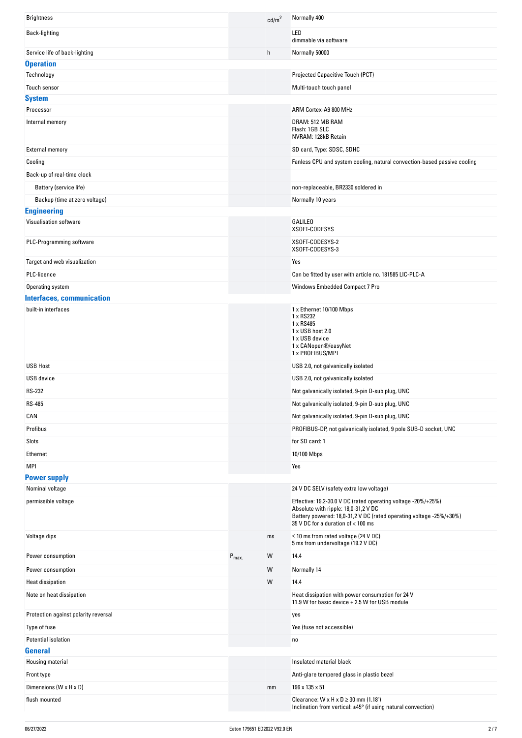| | | | |
|---|---|---|---|
| Brightness | | $cd/m^2$ | Normally 400 |
| Back-lighting | | | LED<br>dimmable via software |
| Service life of back-lighting | | h | Normally 50000 |

## Operation

| | | | |
|---|---|---|---|
| Technology | | | Projected Capacitive Touch (PCT) |
| Touch sensor | | | Multi-touch touch panel |

## System

| | | | |
|---|---|---|---|
| Processor | | | ARM Cortex-A9 800 MHz |
| Internal memory | | | DRAM: 512 MB RAM<br>Flash: 1GB SLC<br>NVRAM: 128kB Retain |
| External memory | | | SD card, Type: SDSC, SDHC |
| Cooling | | | Fanless CPU and system cooling, natural convection-based passive cooling |
| Back-up of real-time clock | | | |
| Battery (service life) | | | non-replaceable, BR2330 soldered in |
| Backup (time at zero voltage) | | | Normally 10 years |

## Engineering

| | | | |
|---|---|---|---|
| Visualisation software | | | GALILEO<br>XSOFT-CODESYS |
| PLC-Programming software | | | XSOFT-CODESYS-2<br>XSOFT-CODESYS-3 |
| Target and web visualization | | | Yes |
| PLC-licence | | | Can be fitted by user with article no. 181585 LIC-PLC-A |
| Operating system | | | Windows Embedded Compact 7 Pro |

## Interfaces, communication

| | | | |
|---|---|---|---|
| built-in interfaces | | | 1 x Ethernet 10/100 Mbps<br>1 x RS232<br>1 x RS485<br>1 x USB host 2.0<br>1 x USB device<br>1 x CANopen®/easyNet<br>1 x PROFIBUS/MPI |
| USB Host | | | USB 2.0, not galvanically isolated |
| USB device | | | USB 2.0, not galvanically isolated |
| RS-232 | | | Not galvanically isolated, 9-pin D-sub plug, UNC |
| RS-485 | | | Not galvanically isolated, 9-pin D-sub plug, UNC |
| CAN | | | Not galvanically isolated, 9-pin D-sub plug, UNC |
| Profibus | | | PROFIBUS-DP, not galvanically isolated, 9 pole SUB-D socket, UNC |
| Slots | | | for SD card: 1 |
| Ethernet | | | 10/100 Mbps |
| MPI | | | Yes |

## Power supply

| | | | |
|---|---|---|---|
| Nominal voltage | | | 24 V DC SELV (safety extra low voltage) |
| permissible voltage | | | Effective: 19.2-30.0 V DC (rated operating voltage -20%/+25%)<br>Absolute with ripple: 18,0-31,2 V DC<br>Battery powered: 18,0-31,2 V DC (rated operating voltage -25%/+30%)<br>35 V DC for a duration of < 100 ms |
| Voltage dips | | ms | ≤ 10 ms from rated voltage (24 V DC)<br>5 ms from undervoltage (19.2 V DC) |
| Power consumption | $P_{max.}$ | W | 14.4 |
| Power consumption | | W | Normally 14 |
| Heat dissipation | | W | 14.4 |
| Note on heat dissipation | | | Heat dissipation with power consumption for 24 V<br>11.9 W for basic device + 2.5 W for USB module |
| Protection against polarity reversal | | | yes |
| Type of fuse | | | Yes (fuse not accessible) |
| Potential isolation | | | no |

## General

| | | | |
|---|---|---|---|
| Housing material | | | Insulated material black |
| Front type | | | Anti-glare tempered glass in plastic bezel |
| Dimensions (W x H x D) | | mm | 196 x 135 x 51 |
| flush mounted | | | Clearance: W x H x D ≥ 30 mm (1.18")<br>Inclination from vertical: ±45° (if using natural convection) |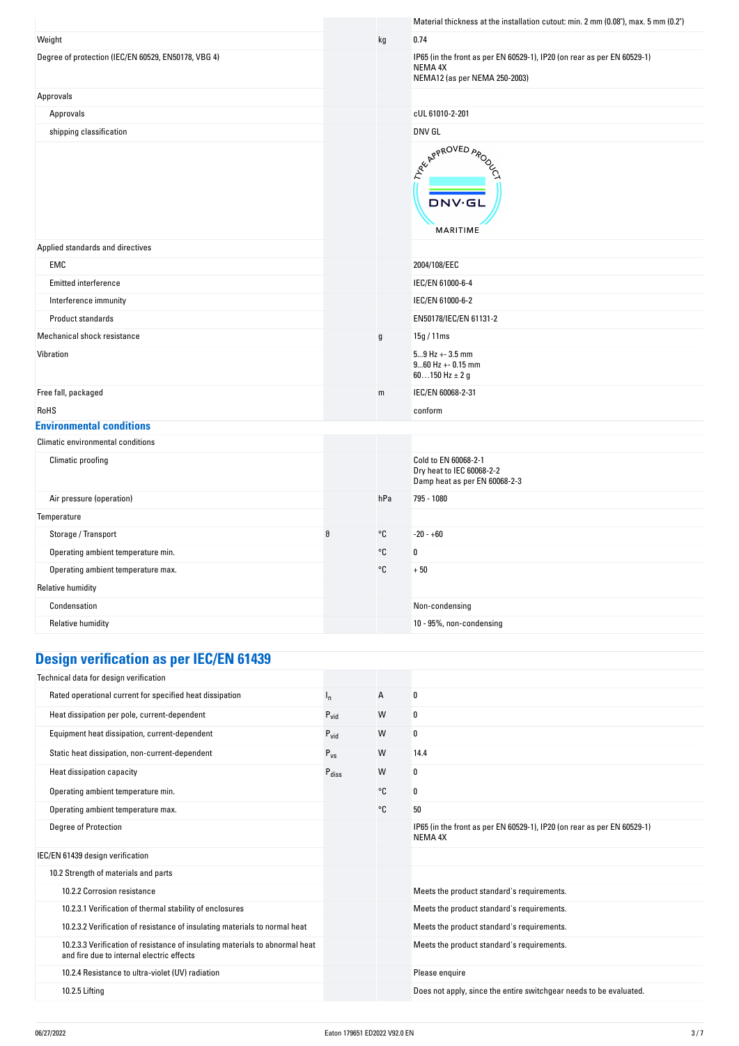| | | | |
|---|---|---|---|
| | | | Material thickness at the installation cutout: min. 2 mm (0.08"), max. 5 mm (0.2") |
| Weight | | kg | 0.74 |
| Degree of protection (IEC/EN 60529, EN50178, VBG 4) | | | IP65 (in the front as per EN 60529-1), IP20 (on rear as per EN 60529-1)<br>NEMA 4X<br>NEMA12 (as per NEMA 250-2003) |
| Approvals | | | |
| Approvals | | | cUL 61010-2-201 |
| shipping classification | | | DNV GL |
| | | | TYPE APPROVED PRODUCT DNV·GL MARITIME |
| Applied standards and directives | | | |
| EMC | | | 2004/108/EEC |
| Emitted interference | | | IEC/EN 61000-6-4 |
| Interference immunity | | | IEC/EN 61000-6-2 |
| Product standards | | | EN50178/IEC/EN 61131-2 |
| Mechanical shock resistance | | g | 15g / 11ms |
| Vibration | | | 5...9 Hz +- 3.5 mm<br>9...60 Hz +- 0.15 mm<br>60….150 Hz ± 2 g |
| Free fall, packaged | | m | IEC/EN 60068-2-31 |
| RoHS | | | conform |

## Environmental conditions

| | | | |
|---|---|---|---|
| Climatic environmental conditions | | | |
| Climatic proofing | | | Cold to EN 60068-2-1<br>Dry heat to IEC 60068-2-2<br>Damp heat as per EN 60068-2-3 |
| Air pressure (operation) | | hPa | 795 - 1080 |
| Temperature | | | |
| Storage / Transport | $\vartheta$ | °C | -20 - +60 |
| Operating ambient temperature min. | | °C | 0 |
| Operating ambient temperature max. | | °C | + 50 |
| Relative humidity | | | |
| Condensation | | | Non-condensing |
| Relative humidity | | | 10 - 95%, non-condensing |

## Design verification as per IEC/EN 61439

| | | | |
|---|---|---|---|
| Technical data for design verification | | | |
| Rated operational current for specified heat dissipation | $I_n$ | A | 0 |
| Heat dissipation per pole, current-dependent | $P_{vid}$ | W | 0 |
| Equipment heat dissipation, current-dependent | $P_{vid}$ | W | 0 |
| Static heat dissipation, non-current-dependent | $P_{vs}$ | W | 14.4 |
| Heat dissipation capacity | $P_{diss}$ | W | 0 |
| Operating ambient temperature min. | | °C | 0 |
| Operating ambient temperature max. | | °C | 50 |
| Degree of Protection | | | IP65 (in the front as per EN 60529-1), IP20 (on rear as per EN 60529-1)<br>NEMA 4X |
| IEC/EN 61439 design verification | | | |
| 10.2 Strength of materials and parts | | | |
| 10.2.2 Corrosion resistance | | | Meets the product standard's requirements. |
| 10.2.3.1 Verification of thermal stability of enclosures | | | Meets the product standard's requirements. |
| 10.2.3.2 Verification of resistance of insulating materials to normal heat | | | Meets the product standard's requirements. |
| 10.2.3.3 Verification of resistance of insulating materials to abnormal heat and fire due to internal electric effects | | | Meets the product standard's requirements. |
| 10.2.4 Resistance to ultra-violet (UV) radiation | | | Please enquire |
| 10.2.5 Lifting | | | Does not apply, since the entire switchgear needs to be evaluated. |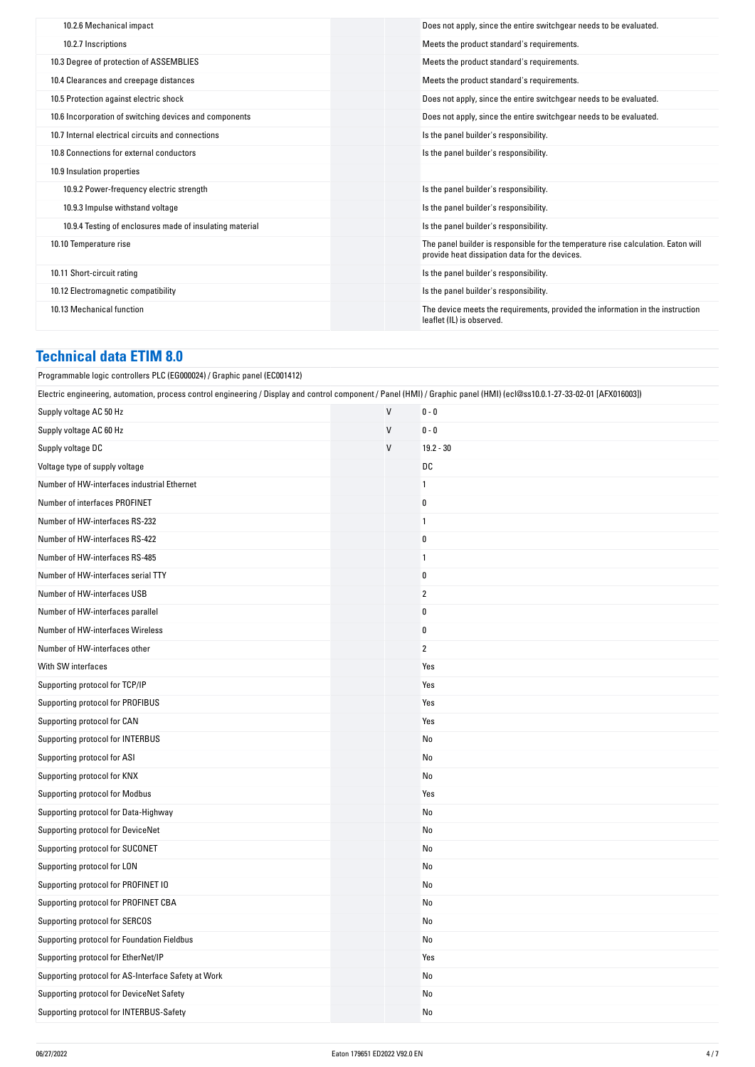| | | | |
|---|---|---|---|
| 10.2.6 Mechanical impact | | | Does not apply, since the entire switchgear needs to be evaluated. |
| 10.2.7 Inscriptions | | | Meets the product standard's requirements. |
| 10.3 Degree of protection of ASSEMBLIES | | | Meets the product standard's requirements. |
| 10.4 Clearances and creepage distances | | | Meets the product standard's requirements. |
| 10.5 Protection against electric shock | | | Does not apply, since the entire switchgear needs to be evaluated. |
| 10.6 Incorporation of switching devices and components | | | Does not apply, since the entire switchgear needs to be evaluated. |
| 10.7 Internal electrical circuits and connections | | | Is the panel builder's responsibility. |
| 10.8 Connections for external conductors | | | Is the panel builder's responsibility. |
| 10.9 Insulation properties | | | |
| 10.9.2 Power-frequency electric strength | | | Is the panel builder's responsibility. |
| 10.9.3 Impulse withstand voltage | | | Is the panel builder's responsibility. |
| 10.9.4 Testing of enclosures made of insulating material | | | Is the panel builder's responsibility. |
| 10.10 Temperature rise | | | The panel builder is responsible for the temperature rise calculation. Eaton will provide heat dissipation data for the devices. |
| 10.11 Short-circuit rating | | | Is the panel builder's responsibility. |
| 10.12 Electromagnetic compatibility | | | Is the panel builder's responsibility. |
| 10.13 Mechanical function | | | The device meets the requirements, provided the information in the instruction leaflet (IL) is observed. |

## Technical data ETIM 8.0

Programmable logic controllers PLC (EG000024) / Graphic panel (EC001412)

Electric engineering, automation, process control engineering / Display and control component / Panel (HMI) / Graphic panel (HMI) (ecl@ss10.0.1-27-33-02-01 [AFX016003])

| | | |
|---|---|---|
| Supply voltage AC 50 Hz | V | 0 - 0 |
| Supply voltage AC 60 Hz | V | 0 - 0 |
| Supply voltage DC | V | 19.2 - 30 |
| Voltage type of supply voltage | | DC |
| Number of HW-interfaces industrial Ethernet | | 1 |
| Number of interfaces PROFINET | | 0 |
| Number of HW-interfaces RS-232 | | 1 |
| Number of HW-interfaces RS-422 | | 0 |
| Number of HW-interfaces RS-485 | | 1 |
| Number of HW-interfaces serial TTY | | 0 |
| Number of HW-interfaces USB | | 2 |
| Number of HW-interfaces parallel | | 0 |
| Number of HW-interfaces Wireless | | 0 |
| Number of HW-interfaces other | | 2 |
| With SW interfaces | | Yes |
| Supporting protocol for TCP/IP | | Yes |
| Supporting protocol for PROFIBUS | | Yes |
| Supporting protocol for CAN | | Yes |
| Supporting protocol for INTERBUS | | No |
| Supporting protocol for ASI | | No |
| Supporting protocol for KNX | | No |
| Supporting protocol for Modbus | | Yes |
| Supporting protocol for Data-Highway | | No |
| Supporting protocol for DeviceNet | | No |
| Supporting protocol for SUCONET | | No |
| Supporting protocol for LON | | No |
| Supporting protocol for PROFINET IO | | No |
| Supporting protocol for PROFINET CBA | | No |
| Supporting protocol for SERCOS | | No |
| Supporting protocol for Foundation Fieldbus | | No |
| Supporting protocol for EtherNet/IP | | Yes |
| Supporting protocol for AS-Interface Safety at Work | | No |
| Supporting protocol for DeviceNet Safety | | No |
| Supporting protocol for INTERBUS-Safety | | No |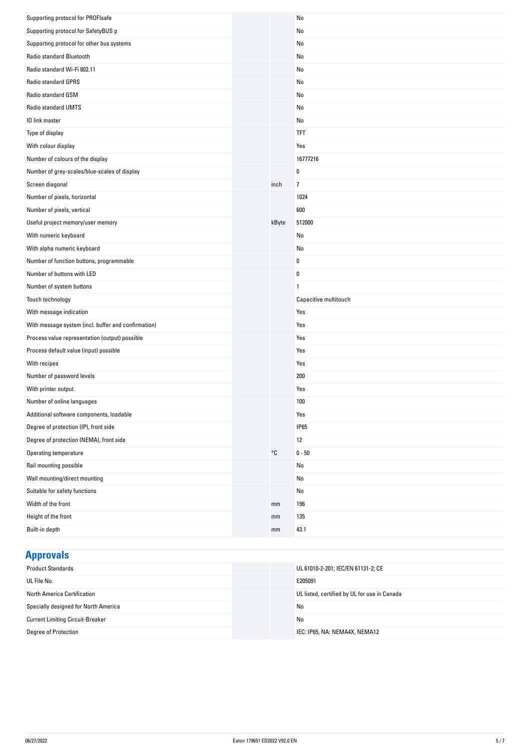| | | |
|---|---|---|
| Supporting protocol for PROFIsafe | | No |
| Supporting protocol for SafetyBUS p | | No |
| Supporting protocol for other bus systems | | No |
| Radio standard Bluetooth | | No |
| Radio standard Wi-Fi 802.11 | | No |
| Radio standard GPRS | | No |
| Radio standard GSM | | No |
| Radio standard UMTS | | No |
| IO link master | | No |
| Type of display | | TFT |
| With colour display | | Yes |
| Number of colours of the display | | 16777216 |
| Number of grey-scales/blue-scales of display | | 0 |
| Screen diagonal | inch | 7 |
| Number of pixels, horizontal | | 1024 |
| Number of pixels, vertical | | 600 |
| Useful project memory/user memory | kByte | 512000 |
| With numeric keyboard | | No |
| With alpha numeric keyboard | | No |
| Number of function buttons, programmable | | 0 |
| Number of buttons with LED | | 0 |
| Number of system buttons | | 1 |
| Touch technology | | Capacitive multitouch |
| With message indication | | Yes |
| With message system (incl. buffer and confirmation) | | Yes |
| Process value representation (output) possible | | Yes |
| Process default value (input) possible | | Yes |
| With recipes | | Yes |
| Number of password levels | | 200 |
| With printer output | | Yes |
| Number of online languages | | 100 |
| Additional software components, loadable | | Yes |
| Degree of protection (IP), front side | | IP65 |
| Degree of protection (NEMA), front side | | 12 |
| Operating temperature | °C | 0 - 50 |
| Rail mounting possible | | No |
| Wall mounting/direct mounting | | No |
| Suitable for safety functions | | No |
| Width of the front | mm | 196 |
| Height of the front | mm | 135 |
| Built-in depth | mm | 43.1 |

## Approvals

| | | |
|---|---|---|
| Product Standards | | UL 61010-2-201; IEC/EN 61131-2; CE |
| UL File No. | | E205091 |
| North America Certification | | UL listed, certified by UL for use in Canada |
| Specially designed for North America | | No |
| Current Limiting Circuit-Breaker | | No |
| Degree of Protection | | IEC: IP65, NA: NEMA4X, NEMA12 |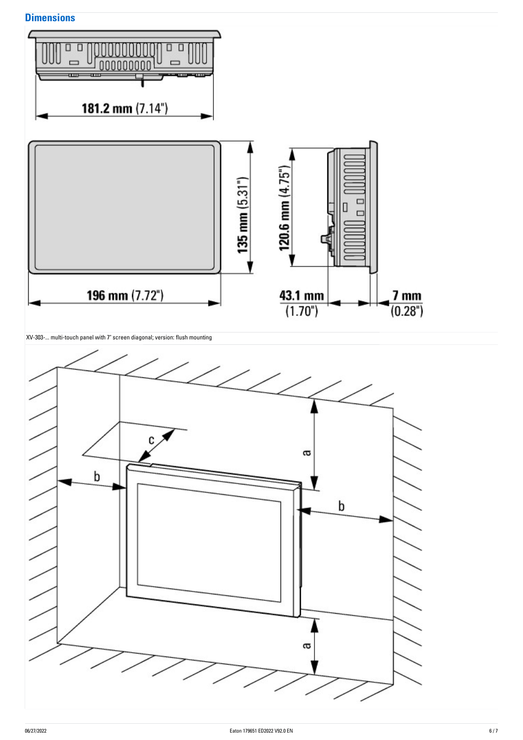## Dimensions

181.2 mm (7.14")

135 mm (5.31")

196 mm (7.72")

120.6 mm (4.75")

43.1 mm (1.70")

7 mm (0.28")

XV-303-... multi-touch panel with 7" screen diagonal; version: flush mounting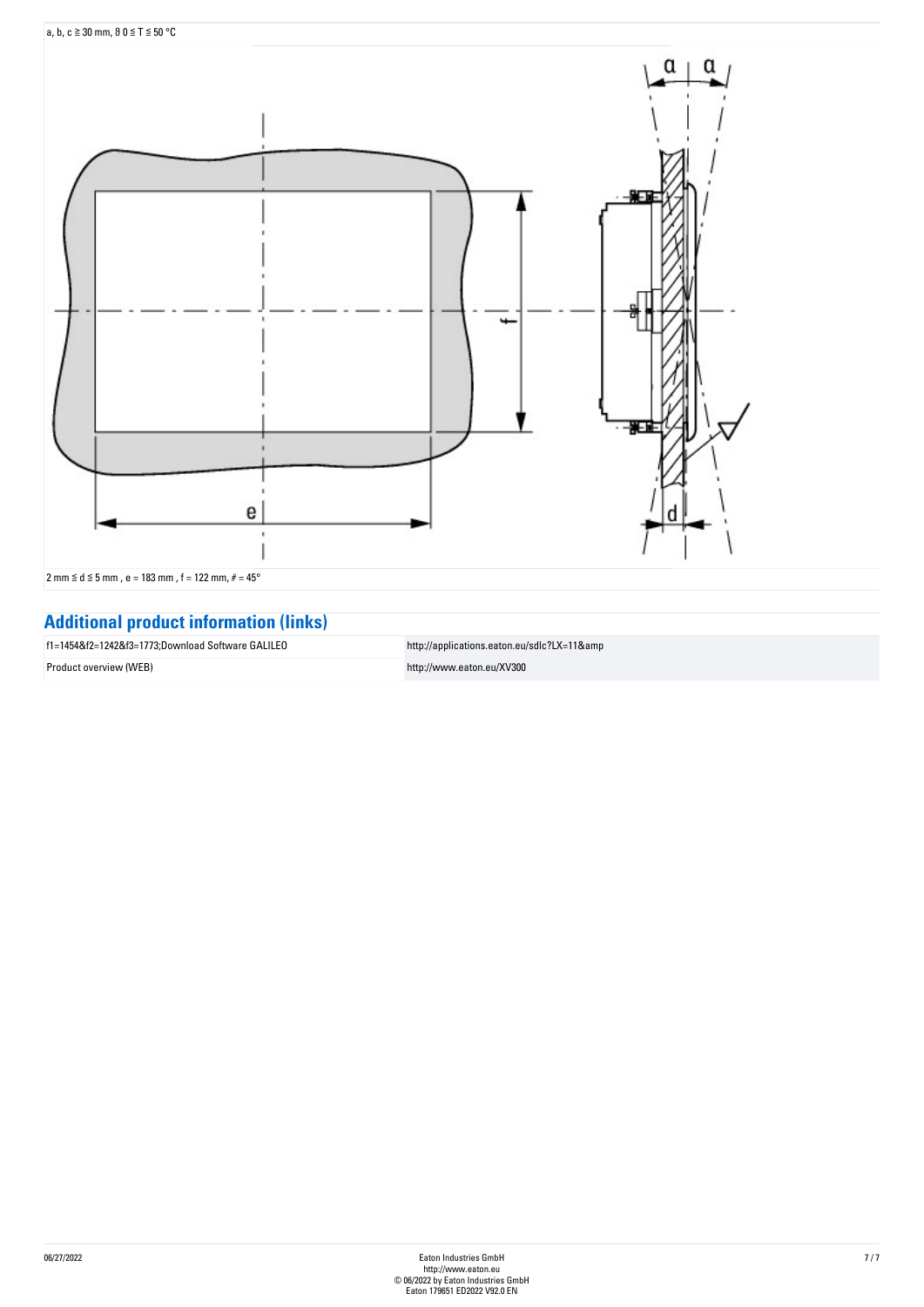a, b, c ≧ 30 mm, ϑ 0 ≦ T ≦ 50 °C

a
a
f
e
d

2 mm ≦ d ≦ 5 mm , e = 183 mm , f = 122 mm, # = 45°

## Additional product information (links)

| | |
|---|---|
| f1=1454&f2=1242&f3=1773;Download Software GALILEO | http://applications.eaton.eu/sdlc?LX=11&amp |
| Product overview (WEB) | http://www.eaton.eu/XV300 |